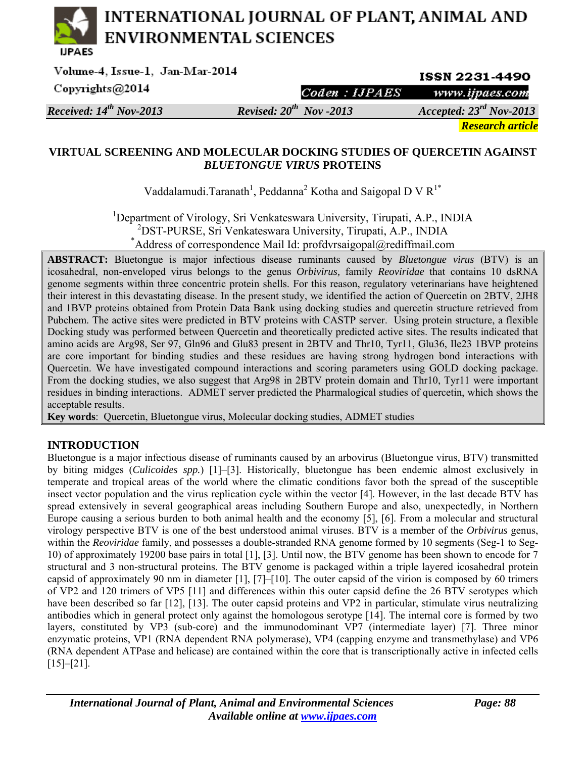Received: 14th Nov-2013 | Revised: 20th Nov -2013 | Accepted: 23rd Nov-2013

**Research article**

# VIRTUAL SCREENING AND MOLECULAR DOCKING STUDIES OF QUERCETIN AGAINST *BLUETONGUE VIRUS* PROTEINS

Vaddalamudi.Taranath[1], Peddanna[2] Kotha and Saigopal D V R[1*]

[1]Department of Virology, Sri Venkateswara University, Tirupati, A.P., INDIA
[2]DST-PURSE, Sri Venkateswara University, Tirupati, A.P., INDIA
[*]Address of correspondence Mail Id: profdvrsaigopal@rediffmail.com

**ABSTRACT:** Bluetongue is major infectious disease ruminants caused by *Bluetongue virus* (BTV) is an icosahedral, non-enveloped virus belongs to the genus *Orbivirus,* family *Reoviridae* that contains 10 dsRNA genome segments within three concentric protein shells. For this reason, regulatory veterinarians have heightened their interest in this devastating disease. In the present study, we identified the action of Quercetin on 2BTV, 2JH8 and 1BVP proteins obtained from Protein Data Bank using docking studies and quercetin structure retrieved from Pubchem. The active sites were predicted in BTV proteins with CASTP server. Using protein structure, a flexible Docking study was performed between Quercetin and theoretically predicted active sites. The results indicated that amino acids are Arg98, Ser 97, Gln96 and Glu83 present in 2BTV and Thr10, Tyr11, Glu36, Ile23 1BVP proteins are core important for binding studies and these residues are having strong hydrogen bond interactions with Quercetin. We have investigated compound interactions and scoring parameters using GOLD docking package. From the docking studies, we also suggest that Arg98 in 2BTV protein domain and Thr10, Tyr11 were important residues in binding interactions. ADMET server predicted the Pharmalogical studies of quercetin, which shows the acceptable results.

**Key words**: Quercetin, Bluetongue virus, Molecular docking studies, ADMET studies

## INTRODUCTION

Bluetongue is a major infectious disease of ruminants caused by an arbovirus (Bluetongue virus, BTV) transmitted by biting midges (*Culicoides spp.*) [1]–[3]. Historically, bluetongue has been endemic almost exclusively in temperate and tropical areas of the world where the climatic conditions favor both the spread of the susceptible insect vector population and the virus replication cycle within the vector [4]. However, in the last decade BTV has spread extensively in several geographical areas including Southern Europe and also, unexpectedly, in Northern Europe causing a serious burden to both animal health and the economy [5], [6]. From a molecular and structural virology perspective BTV is one of the best understood animal viruses. BTV is a member of the *Orbivirus* genus, within the *Reoviridae* family, and possesses a double-stranded RNA genome formed by 10 segments (Seg-1 to Seg-10) of approximately 19200 base pairs in total [1], [3]. Until now, the BTV genome has been shown to encode for 7 structural and 3 non-structural proteins. The BTV genome is packaged within a triple layered icosahedral protein capsid of approximately 90 nm in diameter [1], [7]–[10]. The outer capsid of the virion is composed by 60 trimers of VP2 and 120 trimers of VP5 [11] and differences within this outer capsid define the 26 BTV serotypes which have been described so far [12], [13]. The outer capsid proteins and VP2 in particular, stimulate virus neutralizing antibodies which in general protect only against the homologous serotype [14]. The internal core is formed by two layers, constituted by VP3 (sub-core) and the immunodominant VP7 (intermediate layer) [7]. Three minor enzymatic proteins, VP1 (RNA dependent RNA polymerase), VP4 (capping enzyme and transmethylase) and VP6 (RNA dependent ATPase and helicase) are contained within the core that is transcriptionally active in infected cells [15]–[21].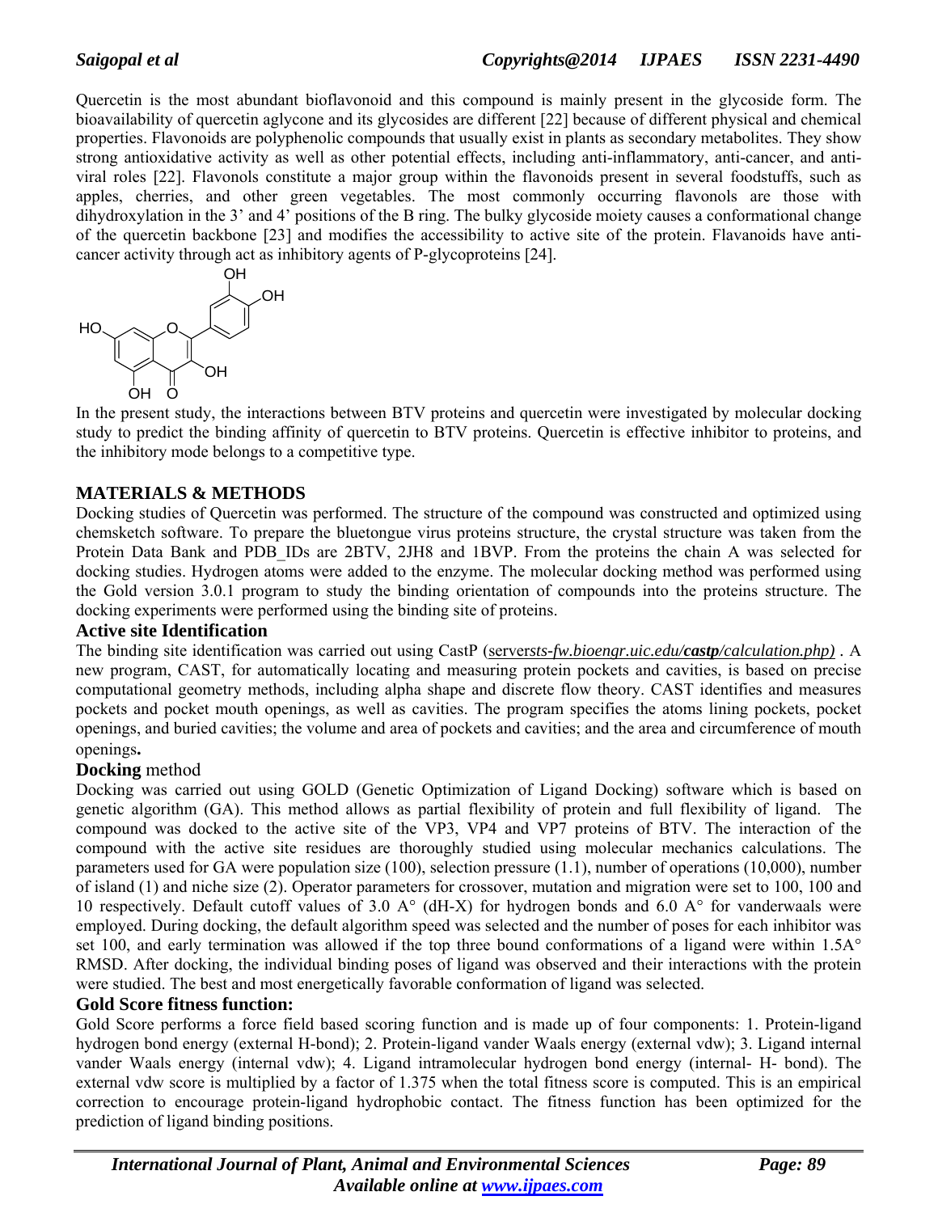Quercetin is the most abundant bioflavonoid and this compound is mainly present in the glycoside form. The bioavailability of quercetin aglycone and its glycosides are different [22] because of different physical and chemical properties. Flavonoids are polyphenolic compounds that usually exist in plants as secondary metabolites. They show strong antioxidative activity as well as other potential effects, including anti-inflammatory, anti-cancer, and anti-viral roles [22]. Flavonols constitute a major group within the flavonoids present in several foodstuffs, such as apples, cherries, and other green vegetables. The most commonly occurring flavonols are those with dihydroxylation in the 3' and 4' positions of the B ring. The bulky glycoside moiety causes a conformational change of the quercetin backbone [23] and modifies the accessibility to active site of the protein. Flavanoids have anti-cancer activity through act as inhibitory agents of P-glycoproteins [24].

In the present study, the interactions between BTV proteins and quercetin were investigated by molecular docking study to predict the binding affinity of quercetin to BTV proteins. Quercetin is effective inhibitor to proteins, and the inhibitory mode belongs to a competitive type.

## MATERIALS & METHODS

Docking studies of Quercetin was performed. The structure of the compound was constructed and optimized using chemsketch software. To prepare the bluetongue virus proteins structure, the crystal structure was taken from the Protein Data Bank and PDB_IDs are 2BTV, 2JH8 and 1BVP. From the proteins the chain A was selected for docking studies. Hydrogen atoms were added to the enzyme. The molecular docking method was performed using the Gold version 3.0.1 program to study the binding orientation of compounds into the proteins structure. The docking experiments were performed using the binding site of proteins.

### Active site Identification

The binding site identification was carried out using CastP (*serversts-fw.bioengr.uic.edu/castp/calculation.php)* . A new program, CAST, for automatically locating and measuring protein pockets and cavities, is based on precise computational geometry methods, including alpha shape and discrete flow theory. CAST identifies and measures pockets and pocket mouth openings, as well as cavities. The program specifies the atoms lining pockets, pocket openings, and buried cavities; the volume and area of pockets and cavities; and the area and circumference of mouth openings**.**

### **Docking** method

Docking was carried out using GOLD (Genetic Optimization of Ligand Docking) software which is based on genetic algorithm (GA). This method allows as partial flexibility of protein and full flexibility of ligand. The compound was docked to the active site of the VP3, VP4 and VP7 proteins of BTV. The interaction of the compound with the active site residues are thoroughly studied using molecular mechanics calculations. The parameters used for GA were population size (100), selection pressure (1.1), number of operations (10,000), number of island (1) and niche size (2). Operator parameters for crossover, mutation and migration were set to 100, 100 and 10 respectively. Default cutoff values of 3.0 A° (dH-X) for hydrogen bonds and 6.0 A° for vanderwaals were employed. During docking, the default algorithm speed was selected and the number of poses for each inhibitor was set 100, and early termination was allowed if the top three bound conformations of a ligand were within 1.5A° RMSD. After docking, the individual binding poses of ligand was observed and their interactions with the protein were studied. The best and most energetically favorable conformation of ligand was selected.

### Gold Score fitness function:

Gold Score performs a force field based scoring function and is made up of four components: 1. Protein-ligand hydrogen bond energy (external H-bond); 2. Protein-ligand vander Waals energy (external vdw); 3. Ligand internal vander Waals energy (internal vdw); 4. Ligand intramolecular hydrogen bond energy (internal- H- bond). The external vdw score is multiplied by a factor of 1.375 when the total fitness score is computed. This is an empirical correction to encourage protein-ligand hydrophobic contact. The fitness function has been optimized for the prediction of ligand binding positions.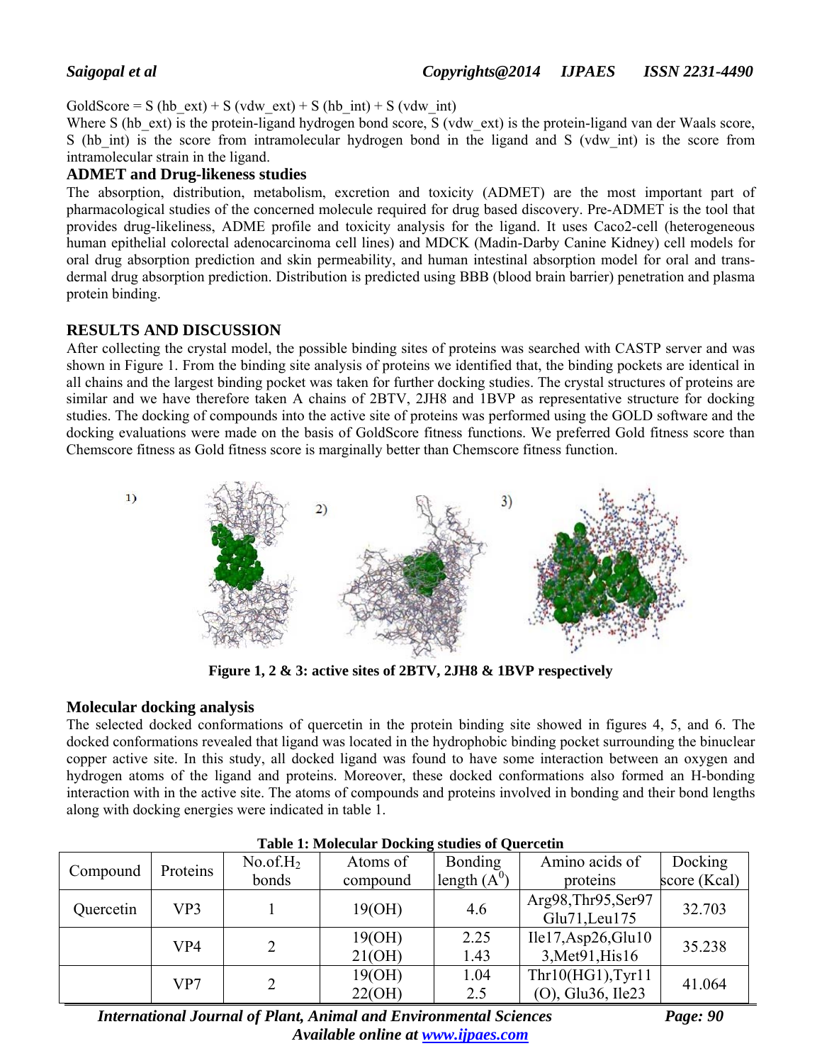GoldScore = S (hb_ext) + S (vdw_ext) + S (hb_int) + S (vdw_int)
Where S (hb_ext) is the protein-ligand hydrogen bond score, S (vdw_ext) is the protein-ligand van der Waals score, S (hb_int) is the score from intramolecular hydrogen bond in the ligand and S (vdw_int) is the score from intramolecular strain in the ligand.

### ADMET and Drug-likeness studies

The absorption, distribution, metabolism, excretion and toxicity (ADMET) are the most important part of pharmacological studies of the concerned molecule required for drug based discovery. Pre-ADMET is the tool that provides drug-likeliness, ADME profile and toxicity analysis for the ligand. It uses Caco2-cell (heterogeneous human epithelial colorectal adenocarcinoma cell lines) and MDCK (Madin-Darby Canine Kidney) cell models for oral drug absorption prediction and skin permeability, and human intestinal absorption model for oral and trans-dermal drug absorption prediction. Distribution is predicted using BBB (blood brain barrier) penetration and plasma protein binding.

## RESULTS AND DISCUSSION

After collecting the crystal model, the possible binding sites of proteins was searched with CASTP server and was shown in Figure 1. From the binding site analysis of proteins we identified that, the binding pockets are identical in all chains and the largest binding pocket was taken for further docking studies. The crystal structures of proteins are similar and we have therefore taken A chains of 2BTV, 2JH8 and 1BVP as representative structure for docking studies. The docking of compounds into the active site of proteins was performed using the GOLD software and the docking evaluations were made on the basis of GoldScore fitness functions. We preferred Gold fitness score than Chemscore fitness as Gold fitness score is marginally better than Chemscore fitness function.

**Figure 1, 2 & 3: active sites of 2BTV, 2JH8 & 1BVP respectively**

### Molecular docking analysis

The selected docked conformations of quercetin in the protein binding site showed in figures 4, 5, and 6. The docked conformations revealed that ligand was located in the hydrophobic binding pocket surrounding the binuclear copper active site. In this study, all docked ligand was found to have some interaction between an oxygen and hydrogen atoms of the ligand and proteins. Moreover, these docked conformations also formed an H-bonding interaction with in the active site. The atoms of compounds and proteins involved in bonding and their bond lengths along with docking energies were indicated in table 1.

**Table 1: Molecular Docking studies of Quercetin**

| Compound | Proteins | No.of.$H_2$ bonds | Atoms of compound | Bonding length ($A^0$) | Amino acids of proteins | Docking score (Kcal) |
|---|---|---|---|---|---|---|
| Quercetin | VP3 | 1 | 19(OH) | 4.6 | Arg98,Thr95,Ser97 Glu71,Leu175 | 32.703 |
| | VP4 | 2 | 19(OH) 21(OH) | 2.25 1.43 | Ile17,Asp26,Glu103,Met91,His16 | 35.238 |
| | VP7 | 2 | 19(OH) 22(OH) | 1.04 2.5 | Thr10(HG1),Tyr11 (O), Glu36, Ile23 | 41.064 |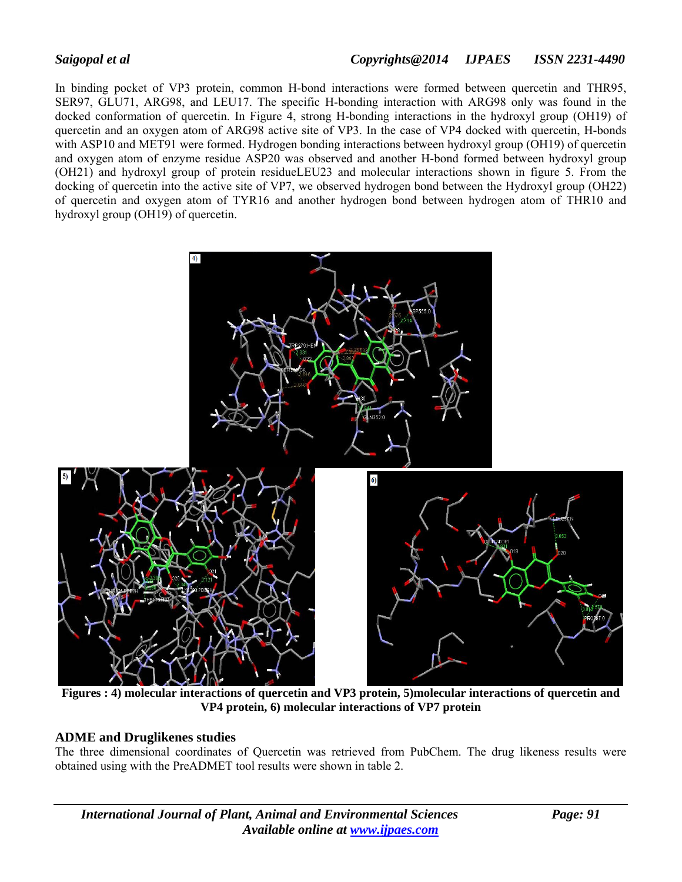In binding pocket of VP3 protein, common H-bond interactions were formed between quercetin and THR95, SER97, GLU71, ARG98, and LEU17. The specific H-bonding interaction with ARG98 only was found in the docked conformation of quercetin. In Figure 4, strong H-bonding interactions in the hydroxyl group (OH19) of quercetin and an oxygen atom of ARG98 active site of VP3. In the case of VP4 docked with quercetin, H-bonds with ASP10 and MET91 were formed. Hydrogen bonding interactions between hydroxyl group (OH19) of quercetin and oxygen atom of enzyme residue ASP20 was observed and another H-bond formed between hydroxyl group (OH21) and hydroxyl group of protein residueLEU23 and molecular interactions shown in figure 5. From the docking of quercetin into the active site of VP7, we observed hydrogen bond between the Hydroxyl group (OH22) of quercetin and oxygen atom of TYR16 and another hydrogen bond between hydrogen atom of THR10 and hydroxyl group (OH19) of quercetin.

**Figures : 4) molecular interactions of quercetin and VP3 protein, 5)molecular interactions of quercetin and VP4 protein, 6) molecular interactions of VP7 protein**

## ADME and Druglikenes studies

The three dimensional coordinates of Quercetin was retrieved from PubChem. The drug likeness results were obtained using with the PreADMET tool results were shown in table 2.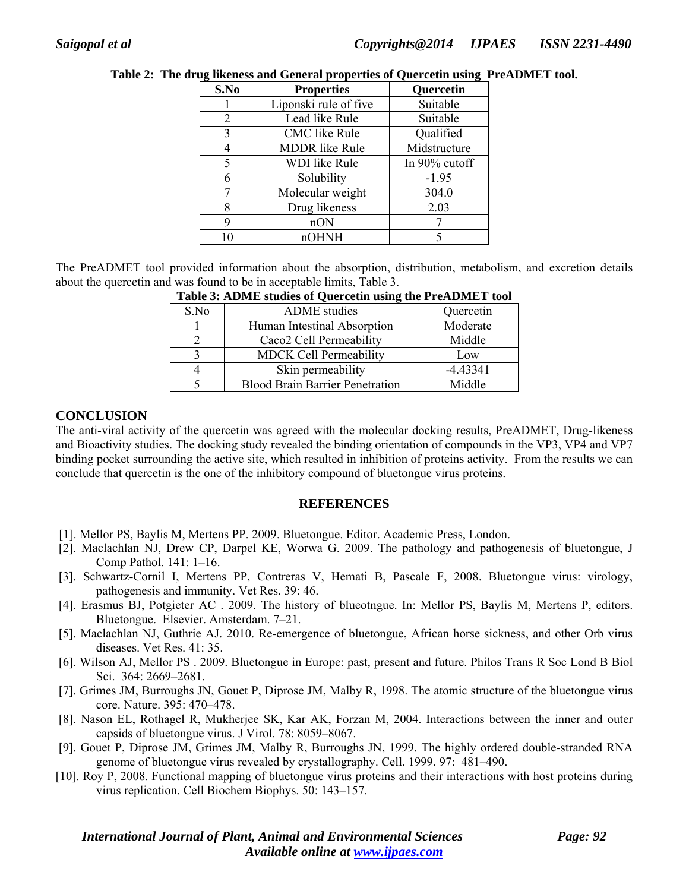**Table 2: The drug likeness and General properties of Quercetin using PreADMET tool.**

| S.No | Properties | Quercetin |
|---|---|---|
| 1 | Liponski rule of five | Suitable |
| 2 | Lead like Rule | Suitable |
| 3 | CMC like Rule | Qualified |
| 4 | MDDR like Rule | Midstructure |
| 5 | WDI like Rule | In 90% cutoff |
| 6 | Solubility | -1.95 |
| 7 | Molecular weight | 304.0 |
| 8 | Drug likeness | 2.03 |
| 9 | nON | 7 |
| 10 | nOHNH | 5 |

The PreADMET tool provided information about the absorption, distribution, metabolism, and excretion details about the quercetin and was found to be in acceptable limits, Table 3.

**Table 3: ADME studies of Quercetin using the PreADMET tool**

| S.No | ADME studies | Quercetin |
|---|---|---|
| 1 | Human Intestinal Absorption | Moderate |
| 2 | Caco2 Cell Permeability | Middle |
| 3 | MDCK Cell Permeability | Low |
| 4 | Skin permeability | -4.43341 |
| 5 | Blood Brain Barrier Penetration | Middle |

## CONCLUSION

The anti-viral activity of the quercetin was agreed with the molecular docking results, PreADMET, Drug-likeness and Bioactivity studies. The docking study revealed the binding orientation of compounds in the VP3, VP4 and VP7 binding pocket surrounding the active site, which resulted in inhibition of proteins activity. From the results we can conclude that quercetin is the one of the inhibitory compound of bluetongue virus proteins.

## REFERENCES

[1]. Mellor PS, Baylis M, Mertens PP. 2009. Bluetongue. Editor. Academic Press, London.

[2]. Maclachlan NJ, Drew CP, Darpel KE, Worwa G. 2009. The pathology and pathogenesis of bluetongue, J Comp Pathol. 141: 1–16.

[3]. Schwartz-Cornil I, Mertens PP, Contreras V, Hemati B, Pascale F, 2008. Bluetongue virus: virology, pathogenesis and immunity. Vet Res. 39: 46.

[4]. Erasmus BJ, Potgieter AC . 2009. The history of blueotngue. In: Mellor PS, Baylis M, Mertens P, editors. Bluetongue. Elsevier. Amsterdam. 7–21.

[5]. Maclachlan NJ, Guthrie AJ. 2010. Re-emergence of bluetongue, African horse sickness, and other Orb virus diseases. Vet Res. 41: 35.

[6]. Wilson AJ, Mellor PS . 2009. Bluetongue in Europe: past, present and future. Philos Trans R Soc Lond B Biol Sci. 364: 2669–2681.

[7]. Grimes JM, Burroughs JN, Gouet P, Diprose JM, Malby R, 1998. The atomic structure of the bluetongue virus core. Nature. 395: 470–478.

[8]. Nason EL, Rothagel R, Mukherjee SK, Kar AK, Forzan M, 2004. Interactions between the inner and outer capsids of bluetongue virus. J Virol. 78: 8059–8067.

[9]. Gouet P, Diprose JM, Grimes JM, Malby R, Burroughs JN, 1999. The highly ordered double-stranded RNA genome of bluetongue virus revealed by crystallography. Cell. 1999. 97: 481–490.

[10]. Roy P, 2008. Functional mapping of bluetongue virus proteins and their interactions with host proteins during virus replication. Cell Biochem Biophys. 50: 143–157.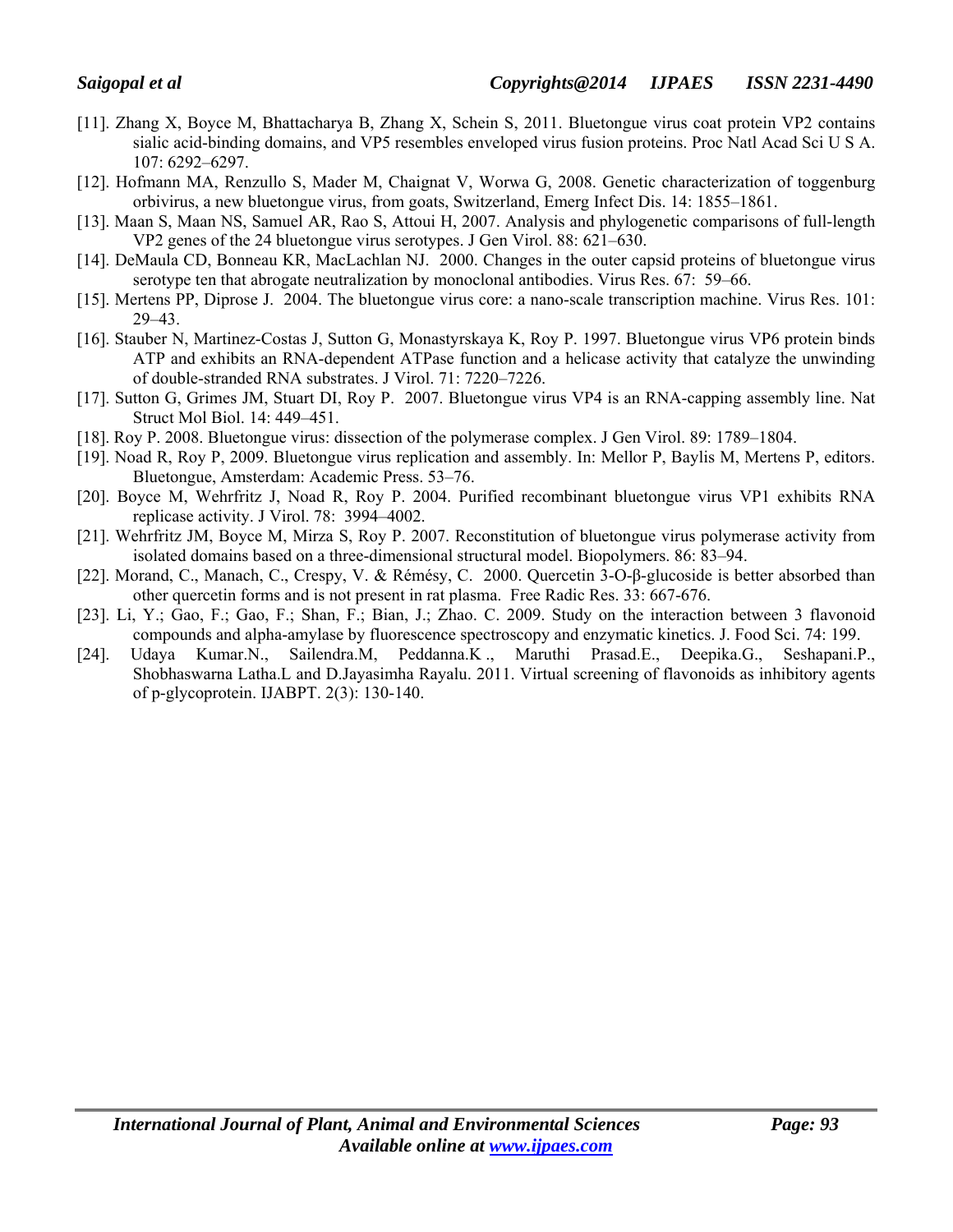[11]. Zhang X, Boyce M, Bhattacharya B, Zhang X, Schein S, 2011. Bluetongue virus coat protein VP2 contains sialic acid-binding domains, and VP5 resembles enveloped virus fusion proteins. Proc Natl Acad Sci U S A. 107: 6292–6297.

[12]. Hofmann MA, Renzullo S, Mader M, Chaignat V, Worwa G, 2008. Genetic characterization of toggenburg orbivirus, a new bluetongue virus, from goats, Switzerland, Emerg Infect Dis. 14: 1855–1861.

[13]. Maan S, Maan NS, Samuel AR, Rao S, Attoui H, 2007. Analysis and phylogenetic comparisons of full-length VP2 genes of the 24 bluetongue virus serotypes. J Gen Virol. 88: 621–630.

[14]. DeMaula CD, Bonneau KR, MacLachlan NJ. 2000. Changes in the outer capsid proteins of bluetongue virus serotype ten that abrogate neutralization by monoclonal antibodies. Virus Res. 67: 59–66.

[15]. Mertens PP, Diprose J. 2004. The bluetongue virus core: a nano-scale transcription machine. Virus Res. 101: 29–43.

[16]. Stauber N, Martinez-Costas J, Sutton G, Monastyrskaya K, Roy P. 1997. Bluetongue virus VP6 protein binds ATP and exhibits an RNA-dependent ATPase function and a helicase activity that catalyze the unwinding of double-stranded RNA substrates. J Virol. 71: 7220–7226.

[17]. Sutton G, Grimes JM, Stuart DI, Roy P. 2007. Bluetongue virus VP4 is an RNA-capping assembly line. Nat Struct Mol Biol. 14: 449–451.

[18]. Roy P. 2008. Bluetongue virus: dissection of the polymerase complex. J Gen Virol. 89: 1789–1804.

[19]. Noad R, Roy P, 2009. Bluetongue virus replication and assembly. In: Mellor P, Baylis M, Mertens P, editors. Bluetongue, Amsterdam: Academic Press. 53–76.

[20]. Boyce M, Wehrfritz J, Noad R, Roy P. 2004. Purified recombinant bluetongue virus VP1 exhibits RNA replicase activity. J Virol. 78: 3994–4002.

[21]. Wehrfritz JM, Boyce M, Mirza S, Roy P. 2007. Reconstitution of bluetongue virus polymerase activity from isolated domains based on a three-dimensional structural model. Biopolymers. 86: 83–94.

[22]. Morand, C., Manach, C., Crespy, V. & Rémésy, C. 2000. Quercetin 3-O-β-glucoside is better absorbed than other quercetin forms and is not present in rat plasma. Free Radic Res. 33: 667-676.

[23]. Li, Y.; Gao, F.; Gao, F.; Shan, F.; Bian, J.; Zhao. C. 2009. Study on the interaction between 3 flavonoid compounds and alpha-amylase by fluorescence spectroscopy and enzymatic kinetics. J. Food Sci. 74: 199.

[24]. Udaya Kumar.N., Sailendra.M, Peddanna.K ., Maruthi Prasad.E., Deepika.G., Seshapani.P., Shobhaswarna Latha.L and D.Jayasimha Rayalu. 2011. Virtual screening of flavonoids as inhibitory agents of p-glycoprotein. IJABPT. 2(3): 130-140.